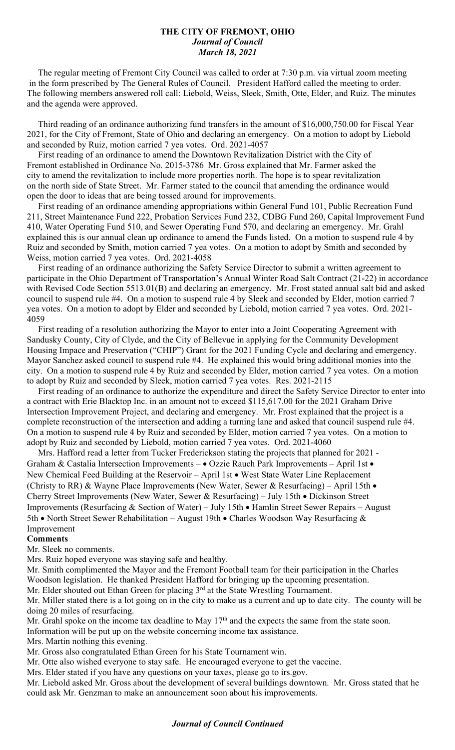**THE CITY OF FREMONT, OHIO**
***Journal of Council***
***March 18, 2021***

The regular meeting of Fremont City Council was called to order at 7:30 p.m. via virtual zoom meeting in the form prescribed by The General Rules of Council. President Hafford called the meeting to order. The following members answered roll call: Liebold, Weiss, Sleek, Smith, Otte, Elder, and Ruiz. The minutes and the agenda were approved.

Third reading of an ordinance authorizing fund transfers in the amount of $16,000,750.00 for Fiscal Year 2021, for the City of Fremont, State of Ohio and declaring an emergency. On a motion to adopt by Liebold and seconded by Ruiz, motion carried 7 yea votes. Ord. 2021-4057

First reading of an ordinance to amend the Downtown Revitalization District with the City of Fremont established in Ordinance No. 2015-3786 Mr. Gross explained that Mr. Farmer asked the city to amend the revitalization to include more properties north. The hope is to spear revitalization on the north side of State Street. Mr. Farmer stated to the council that amending the ordinance would open the door to ideas that are being tossed around for improvements.

First reading of an ordinance amending appropriations within General Fund 101, Public Recreation Fund 211, Street Maintenance Fund 222, Probation Services Fund 232, CDBG Fund 260, Capital Improvement Fund 410, Water Operating Fund 510, and Sewer Operating Fund 570, and declaring an emergency. Mr. Grahl explained this is our annual clean up ordinance to amend the Funds listed. On a motion to suspend rule 4 by Ruiz and seconded by Smith, motion carried 7 yea votes. On a motion to adopt by Smith and seconded by Weiss, motion carried 7 yea votes. Ord. 2021-4058

First reading of an ordinance authorizing the Safety Service Director to submit a written agreement to participate in the Ohio Department of Transportation's Annual Winter Road Salt Contract (21-22) in accordance with Revised Code Section 5513.01(B) and declaring an emergency. Mr. Frost stated annual salt bid and asked council to suspend rule #4. On a motion to suspend rule 4 by Sleek and seconded by Elder, motion carried 7 yea votes. On a motion to adopt by Elder and seconded by Liebold, motion carried 7 yea votes. Ord. 2021-4059

First reading of a resolution authorizing the Mayor to enter into a Joint Cooperating Agreement with Sandusky County, City of Clyde, and the City of Bellevue in applying for the Community Development Housing Impace and Preservation ("CHIP") Grant for the 2021 Funding Cycle and declaring and emergency. Mayor Sanchez asked council to suspend rule #4. He explained this would bring additional monies into the city. On a motion to suspend rule 4 by Ruiz and seconded by Elder, motion carried 7 yea votes. On a motion to adopt by Ruiz and seconded by Sleek, motion carried 7 yea votes. Res. 2021-2115

First reading of an ordinance to authorize the expenditure and direct the Safety Service Director to enter into a contract with Erie Blacktop Inc. in an amount not to exceed $115,617.00 for the 2021 Graham Drive Intersection Improvement Project, and declaring and emergency. Mr. Frost explained that the project is a complete reconstruction of the intersection and adding a turning lane and asked that council suspend rule #4. On a motion to suspend rule 4 by Ruiz and seconded by Elder, motion carried 7 yea votes. On a motion to adopt by Ruiz and seconded by Liebold, motion carried 7 yea votes. Ord. 2021-4060

Mrs. Hafford read a letter from Tucker Fredrickson stating the projects that planned for 2021 - Graham & Castalia Intersection Improvements – • Ozzie Rauch Park Improvements – April 1st • New Chemical Feed Building at the Reservoir – April 1st • West State Water Line Replacement (Christy to RR) & Wayne Place Improvements (New Water, Sewer & Resurfacing) – April 15th • Cherry Street Improvements (New Water, Sewer & Resurfacing) – July 15th • Dickinson Street Improvements (Resurfacing & Section of Water) – July 15th • Hamlin Street Sewer Repairs – August 5th • North Street Sewer Rehabilitation – August 19th • Charles Woodson Way Resurfacing & Improvement

**Comments**

Mr. Sleek no comments.

Mrs. Ruiz hoped everyone was staying safe and healthy.

Mr. Smith complimented the Mayor and the Fremont Football team for their participation in the Charles Woodson legislation. He thanked President Hafford for bringing up the upcoming presentation.

Mr. Elder shouted out Ethan Green for placing 3rd at the State Wrestling Tournament.

Mr. Miller stated there is a lot going on in the city to make us a current and up to date city. The county will be doing 20 miles of resurfacing.

Mr. Grahl spoke on the income tax deadline to May 17th and the expects the same from the state soon. Information will be put up on the website concerning income tax assistance.

Mrs. Martin nothing this evening.

Mr. Gross also congratulated Ethan Green for his State Tournament win.

Mr. Otte also wished everyone to stay safe. He encouraged everyone to get the vaccine.

Mrs. Elder stated if you have any questions on your taxes, please go to irs.gov.

Mr. Liebold asked Mr. Gross about the development of several buildings downtown. Mr. Gross stated that he could ask Mr. Genzman to make an announcement soon about his improvements.

***Journal of Council Continued***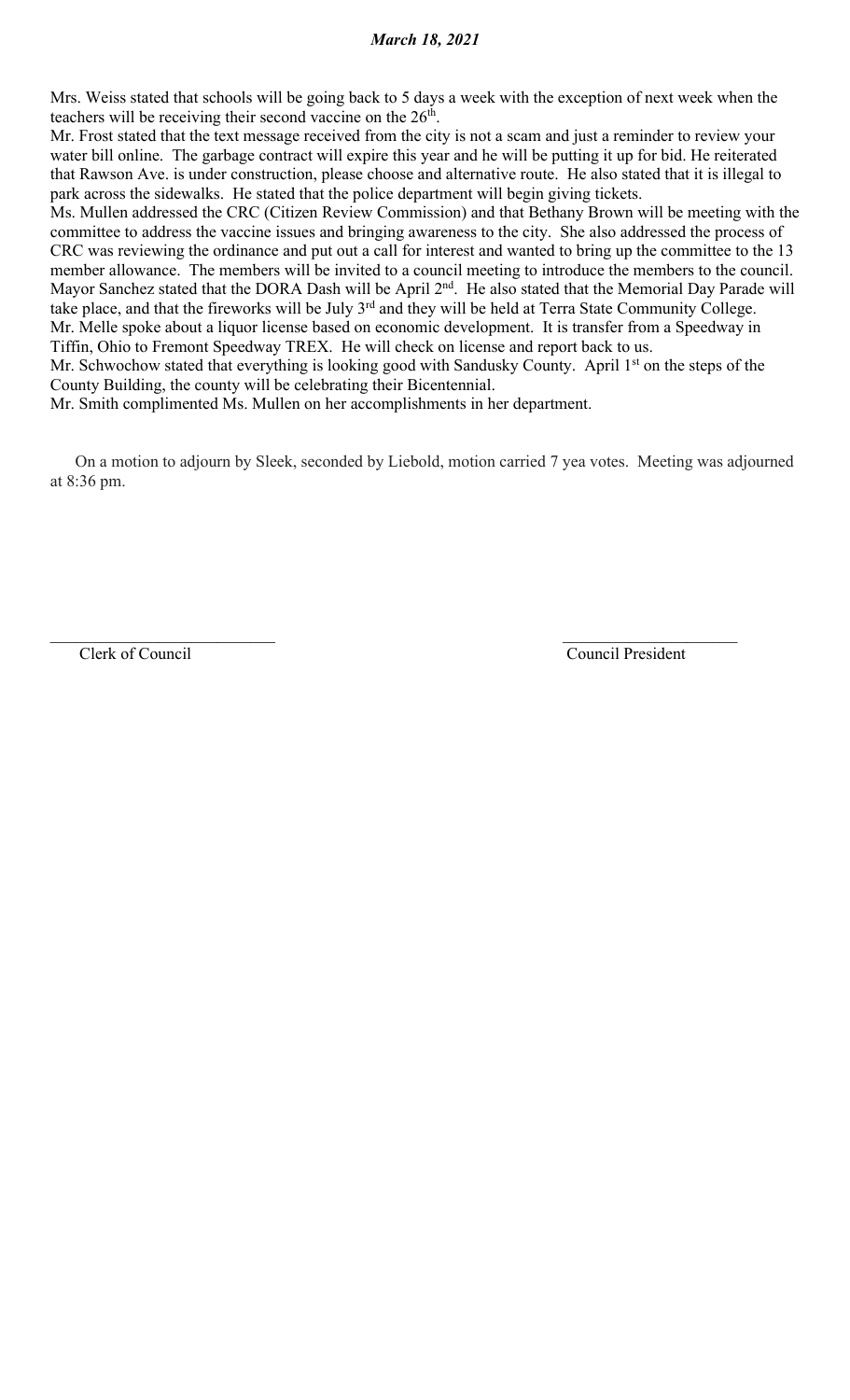*March 18, 2021*

Mrs. Weiss stated that schools will be going back to 5 days a week with the exception of next week when the teachers will be receiving their second vaccine on the 26th.
Mr. Frost stated that the text message received from the city is not a scam and just a reminder to review your water bill online. The garbage contract will expire this year and he will be putting it up for bid. He reiterated that Rawson Ave. is under construction, please choose and alternative route. He also stated that it is illegal to park across the sidewalks. He stated that the police department will begin giving tickets.
Ms. Mullen addressed the CRC (Citizen Review Commission) and that Bethany Brown will be meeting with the committee to address the vaccine issues and bringing awareness to the city. She also addressed the process of CRC was reviewing the ordinance and put out a call for interest and wanted to bring up the committee to the 13 member allowance. The members will be invited to a council meeting to introduce the members to the council.
Mayor Sanchez stated that the DORA Dash will be April 2nd. He also stated that the Memorial Day Parade will take place, and that the fireworks will be July 3rd and they will be held at Terra State Community College.
Mr. Melle spoke about a liquor license based on economic development. It is transfer from a Speedway in Tiffin, Ohio to Fremont Speedway TREX. He will check on license and report back to us.
Mr. Schwochow stated that everything is looking good with Sandusky County. April 1st on the steps of the County Building, the county will be celebrating their Bicentennial.
Mr. Smith complimented Ms. Mullen on her accomplishments in her department.

On a motion to adjourn by Sleek, seconded by Liebold, motion carried 7 yea votes. Meeting was adjourned at 8:36 pm.

\_\_\_\_\_\_\_\_\_\_\_\_\_\_\_\_\_\_\_\_\_\_\_\_\_\_\_
Clerk of Council

\_\_\_\_\_\_\_\_\_\_\_\_\_\_\_\_\_\_\_\_\_\_\_\_\_\_\_
Council President